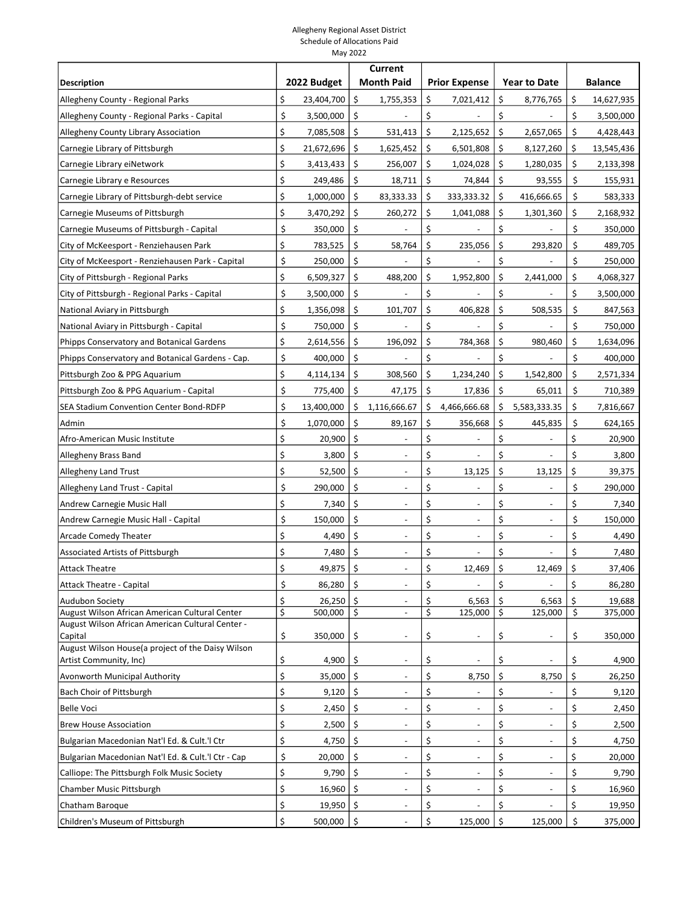Allegheny Regional Asset District
Schedule of Allocations Paid
May 2022

| Description | 2022 Budget | Current Month Paid | Prior Expense | Year to Date | Balance |
|---|---|---|---|---|---|
| Allegheny County - Regional Parks | $ 23,404,700 | $ 1,755,353 | $ 7,021,412 | $ 8,776,765 | $ 14,627,935 |
| Allegheny County - Regional Parks - Capital | $ 3,500,000 | $ - | $ - | $ - | $ 3,500,000 |
| Allegheny County Library Association | $ 7,085,508 | $ 531,413 | $ 2,125,652 | $ 2,657,065 | $ 4,428,443 |
| Carnegie Library of Pittsburgh | $ 21,672,696 | $ 1,625,452 | $ 6,501,808 | $ 8,127,260 | $ 13,545,436 |
| Carnegie Library eiNetwork | $ 3,413,433 | $ 256,007 | $ 1,024,028 | $ 1,280,035 | $ 2,133,398 |
| Carnegie Library e Resources | $ 249,486 | $ 18,711 | $ 74,844 | $ 93,555 | $ 155,931 |
| Carnegie Library of Pittsburgh-debt service | $ 1,000,000 | $ 83,333.33 | $ 333,333.32 | $ 416,666.65 | $ 583,333 |
| Carnegie Museums of Pittsburgh | $ 3,470,292 | $ 260,272 | $ 1,041,088 | $ 1,301,360 | $ 2,168,932 |
| Carnegie Museums of Pittsburgh - Capital | $ 350,000 | $ - | $ - | $ - | $ 350,000 |
| City of McKeesport - Renziehausen Park | $ 783,525 | $ 58,764 | $ 235,056 | $ 293,820 | $ 489,705 |
| City of McKeesport - Renziehausen Park - Capital | $ 250,000 | $ - | $ - | $ - | $ 250,000 |
| City of Pittsburgh - Regional Parks | $ 6,509,327 | $ 488,200 | $ 1,952,800 | $ 2,441,000 | $ 4,068,327 |
| City of Pittsburgh - Regional Parks - Capital | $ 3,500,000 | $ - | $ - | $ - | $ 3,500,000 |
| National Aviary in Pittsburgh | $ 1,356,098 | $ 101,707 | $ 406,828 | $ 508,535 | $ 847,563 |
| National Aviary in Pittsburgh - Capital | $ 750,000 | $ - | $ - | $ - | $ 750,000 |
| Phipps Conservatory and Botanical Gardens | $ 2,614,556 | $ 196,092 | $ 784,368 | $ 980,460 | $ 1,634,096 |
| Phipps Conservatory and Botanical Gardens - Cap. | $ 400,000 | $ - | $ - | $ - | $ 400,000 |
| Pittsburgh Zoo & PPG Aquarium | $ 4,114,134 | $ 308,560 | $ 1,234,240 | $ 1,542,800 | $ 2,571,334 |
| Pittsburgh Zoo & PPG Aquarium - Capital | $ 775,400 | $ 47,175 | $ 17,836 | $ 65,011 | $ 710,389 |
| SEA Stadium Convention Center Bond-RDFP | $ 13,400,000 | $ 1,116,666.67 | $ 4,466,666.68 | $ 5,583,333.35 | $ 7,816,667 |
| Admin | $ 1,070,000 | $ 89,167 | $ 356,668 | $ 445,835 | $ 624,165 |
| Afro-American Music Institute | $ 20,900 | $ - | $ - | $ - | $ 20,900 |
| Allegheny Brass Band | $ 3,800 | $ - | $ - | $ - | $ 3,800 |
| Allegheny Land Trust | $ 52,500 | $ - | $ 13,125 | $ 13,125 | $ 39,375 |
| Allegheny Land Trust - Capital | $ 290,000 | $ - | $ - | $ - | $ 290,000 |
| Andrew Carnegie Music Hall | $ 7,340 | $ - | $ - | $ - | $ 7,340 |
| Andrew Carnegie Music Hall - Capital | $ 150,000 | $ - | $ - | $ - | $ 150,000 |
| Arcade Comedy Theater | $ 4,490 | $ - | $ - | $ - | $ 4,490 |
| Associated Artists of Pittsburgh | $ 7,480 | $ - | $ - | $ - | $ 7,480 |
| Attack Theatre | $ 49,875 | $ - | $ 12,469 | $ 12,469 | $ 37,406 |
| Attack Theatre - Capital | $ 86,280 | $ - | $ - | $ - | $ 86,280 |
| Audubon Society | $ 26,250 | $ - | $ 6,563 | $ 6,563 | $ 19,688 |
| August Wilson African American Cultural Center | $ 500,000 | $ - | $ 125,000 | $ 125,000 | $ 375,000 |
| August Wilson African American Cultural Center - Capital | $ 350,000 | $ - | $ - | $ - | $ 350,000 |
| August Wilson House(a project of the Daisy Wilson Artist Community, Inc) | $ 4,900 | $ - | $ - | $ - | $ 4,900 |
| Avonworth Municipal Authority | $ 35,000 | $ - | $ 8,750 | $ 8,750 | $ 26,250 |
| Bach Choir of Pittsburgh | $ 9,120 | $ - | $ - | $ - | $ 9,120 |
| Belle Voci | $ 2,450 | $ - | $ - | $ - | $ 2,450 |
| Brew House Association | $ 2,500 | $ - | $ - | $ - | $ 2,500 |
| Bulgarian Macedonian Nat'l Ed. & Cult.'l Ctr | $ 4,750 | $ - | $ - | $ - | $ 4,750 |
| Bulgarian Macedonian Nat'l Ed. & Cult.'l Ctr - Cap | $ 20,000 | $ - | $ - | $ - | $ 20,000 |
| Calliope: The Pittsburgh Folk Music Society | $ 9,790 | $ - | $ - | $ - | $ 9,790 |
| Chamber Music Pittsburgh | $ 16,960 | $ - | $ - | $ - | $ 16,960 |
| Chatham Baroque | $ 19,950 | $ - | $ - | $ - | $ 19,950 |
| Children's Museum of Pittsburgh | $ 500,000 | $ - | $ 125,000 | $ 125,000 | $ 375,000 |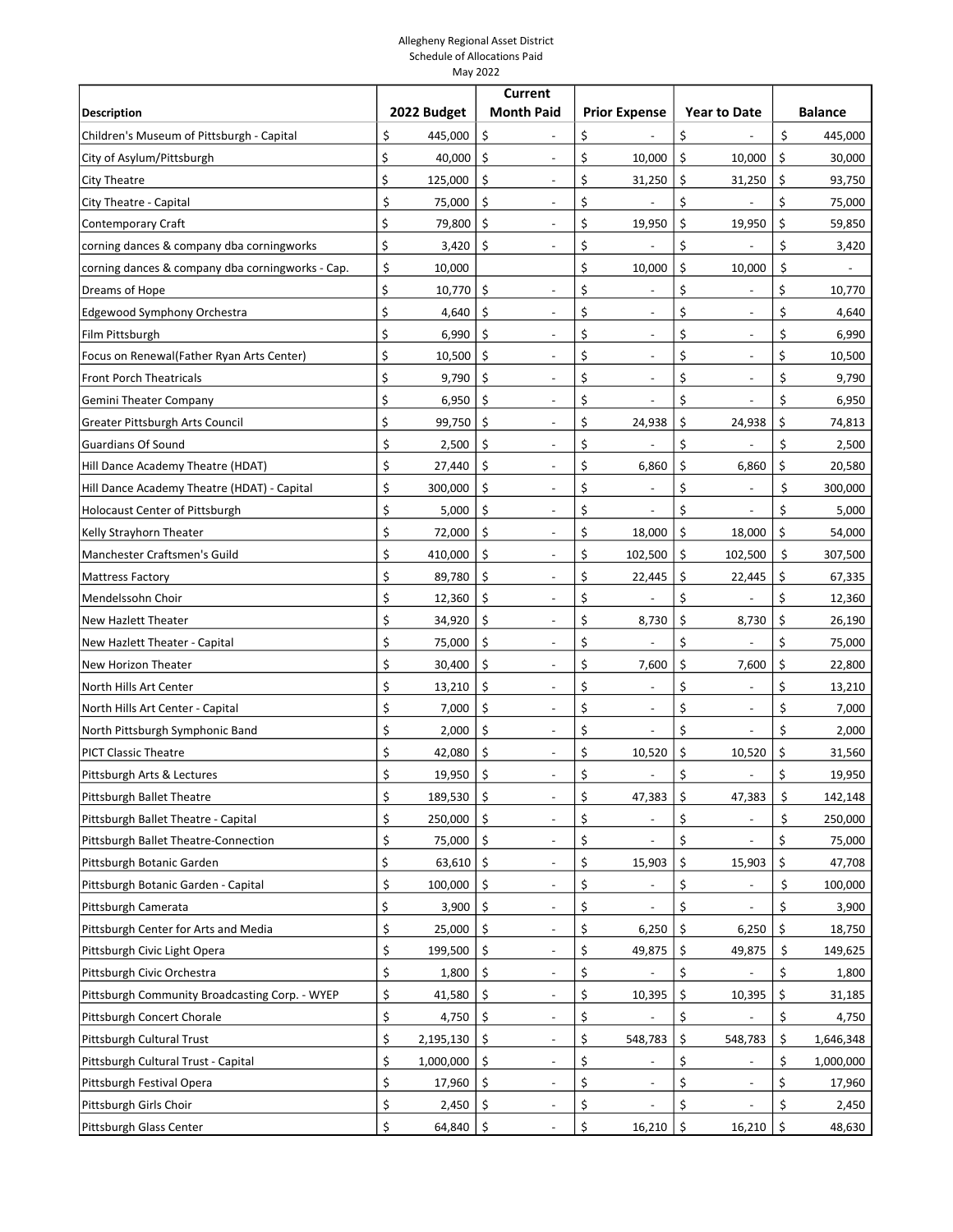Allegheny Regional Asset District
Schedule of Allocations Paid
May 2022

| Description | 2022 Budget | Current Month Paid | Prior Expense | Year to Date | Balance |
|---|---|---|---|---|---|
| Children's Museum of Pittsburgh - Capital | $ 445,000 | $ - | $ - | $ - | $ 445,000 |
| City of Asylum/Pittsburgh | $ 40,000 | $ - | $ 10,000 | $ 10,000 | $ 30,000 |
| City Theatre | $ 125,000 | $ - | $ 31,250 | $ 31,250 | $ 93,750 |
| City Theatre - Capital | $ 75,000 | $ - | $ - | $ - | $ 75,000 |
| Contemporary Craft | $ 79,800 | $ - | $ 19,950 | $ 19,950 | $ 59,850 |
| corning dances & company dba corningworks | $ 3,420 | $ - | $ - | $ - | $ 3,420 |
| corning dances & company dba corningworks - Cap. | $ 10,000 | | $ 10,000 | $ 10,000 | $ - |
| Dreams of Hope | $ 10,770 | $ - | $ - | $ - | $ 10,770 |
| Edgewood Symphony Orchestra | $ 4,640 | $ - | $ - | $ - | $ 4,640 |
| Film Pittsburgh | $ 6,990 | $ - | $ - | $ - | $ 6,990 |
| Focus on Renewal(Father Ryan Arts Center) | $ 10,500 | $ - | $ - | $ - | $ 10,500 |
| Front Porch Theatricals | $ 9,790 | $ - | $ - | $ - | $ 9,790 |
| Gemini Theater Company | $ 6,950 | $ - | $ - | $ - | $ 6,950 |
| Greater Pittsburgh Arts Council | $ 99,750 | $ - | $ 24,938 | $ 24,938 | $ 74,813 |
| Guardians Of Sound | $ 2,500 | $ - | $ - | $ - | $ 2,500 |
| Hill Dance Academy Theatre (HDAT) | $ 27,440 | $ - | $ 6,860 | $ 6,860 | $ 20,580 |
| Hill Dance Academy Theatre (HDAT) - Capital | $ 300,000 | $ - | $ - | $ - | $ 300,000 |
| Holocaust Center of Pittsburgh | $ 5,000 | $ - | $ - | $ - | $ 5,000 |
| Kelly Strayhorn Theater | $ 72,000 | $ - | $ 18,000 | $ 18,000 | $ 54,000 |
| Manchester Craftsmen's Guild | $ 410,000 | $ - | $ 102,500 | $ 102,500 | $ 307,500 |
| Mattress Factory | $ 89,780 | $ - | $ 22,445 | $ 22,445 | $ 67,335 |
| Mendelssohn Choir | $ 12,360 | $ - | $ - | $ - | $ 12,360 |
| New Hazlett Theater | $ 34,920 | $ - | $ 8,730 | $ 8,730 | $ 26,190 |
| New Hazlett Theater - Capital | $ 75,000 | $ - | $ - | $ - | $ 75,000 |
| New Horizon Theater | $ 30,400 | $ - | $ 7,600 | $ 7,600 | $ 22,800 |
| North Hills Art Center | $ 13,210 | $ - | $ - | $ - | $ 13,210 |
| North Hills Art Center - Capital | $ 7,000 | $ - | $ - | $ - | $ 7,000 |
| North Pittsburgh Symphonic Band | $ 2,000 | $ - | $ - | $ - | $ 2,000 |
| PICT Classic Theatre | $ 42,080 | $ - | $ 10,520 | $ 10,520 | $ 31,560 |
| Pittsburgh Arts & Lectures | $ 19,950 | $ - | $ - | $ - | $ 19,950 |
| Pittsburgh Ballet Theatre | $ 189,530 | $ - | $ 47,383 | $ 47,383 | $ 142,148 |
| Pittsburgh Ballet Theatre - Capital | $ 250,000 | $ - | $ - | $ - | $ 250,000 |
| Pittsburgh Ballet Theatre-Connection | $ 75,000 | $ - | $ - | $ - | $ 75,000 |
| Pittsburgh Botanic Garden | $ 63,610 | $ - | $ 15,903 | $ 15,903 | $ 47,708 |
| Pittsburgh Botanic Garden - Capital | $ 100,000 | $ - | $ - | $ - | $ 100,000 |
| Pittsburgh Camerata | $ 3,900 | $ - | $ - | $ - | $ 3,900 |
| Pittsburgh Center for Arts and Media | $ 25,000 | $ - | $ 6,250 | $ 6,250 | $ 18,750 |
| Pittsburgh Civic Light Opera | $ 199,500 | $ - | $ 49,875 | $ 49,875 | $ 149,625 |
| Pittsburgh Civic Orchestra | $ 1,800 | $ - | $ - | $ - | $ 1,800 |
| Pittsburgh Community Broadcasting Corp. - WYEP | $ 41,580 | $ - | $ 10,395 | $ 10,395 | $ 31,185 |
| Pittsburgh Concert Chorale | $ 4,750 | $ - | $ - | $ - | $ 4,750 |
| Pittsburgh Cultural Trust | $ 2,195,130 | $ - | $ 548,783 | $ 548,783 | $ 1,646,348 |
| Pittsburgh Cultural Trust - Capital | $ 1,000,000 | $ - | $ - | $ - | $ 1,000,000 |
| Pittsburgh Festival Opera | $ 17,960 | $ - | $ - | $ - | $ 17,960 |
| Pittsburgh Girls Choir | $ 2,450 | $ - | $ - | $ - | $ 2,450 |
| Pittsburgh Glass Center | $ 64,840 | $ - | $ 16,210 | $ 16,210 | $ 48,630 |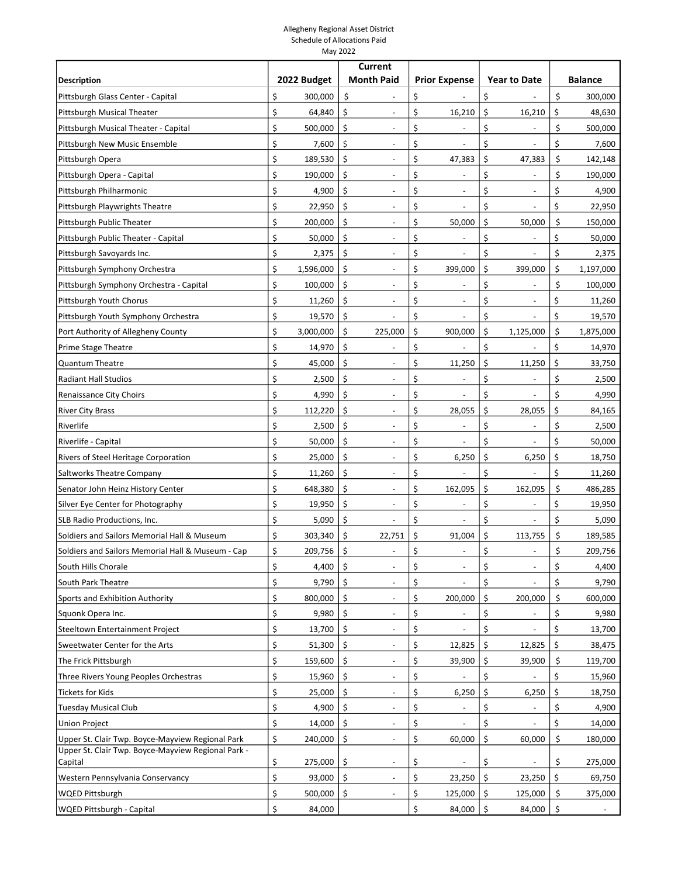Allegheny Regional Asset District
Schedule of Allocations Paid
May 2022

| Description | 2022 Budget | Current Month Paid | Prior Expense | Year to Date | Balance |
|---|---|---|---|---|---|
| Pittsburgh Glass Center - Capital | $ 300,000 | $ - | $ - | $ - | $ 300,000 |
| Pittsburgh Musical Theater | $ 64,840 | $ - | $ 16,210 | $ 16,210 | $ 48,630 |
| Pittsburgh Musical Theater - Capital | $ 500,000 | $ - | $ - | $ - | $ 500,000 |
| Pittsburgh New Music Ensemble | $ 7,600 | $ - | $ - | $ - | $ 7,600 |
| Pittsburgh Opera | $ 189,530 | $ - | $ 47,383 | $ 47,383 | $ 142,148 |
| Pittsburgh Opera - Capital | $ 190,000 | $ - | $ - | $ - | $ 190,000 |
| Pittsburgh Philharmonic | $ 4,900 | $ - | $ - | $ - | $ 4,900 |
| Pittsburgh Playwrights Theatre | $ 22,950 | $ - | $ - | $ - | $ 22,950 |
| Pittsburgh Public Theater | $ 200,000 | $ - | $ 50,000 | $ 50,000 | $ 150,000 |
| Pittsburgh Public Theater - Capital | $ 50,000 | $ - | $ - | $ - | $ 50,000 |
| Pittsburgh Savoyards Inc. | $ 2,375 | $ - | $ - | $ - | $ 2,375 |
| Pittsburgh Symphony Orchestra | $ 1,596,000 | $ - | $ 399,000 | $ 399,000 | $ 1,197,000 |
| Pittsburgh Symphony Orchestra - Capital | $ 100,000 | $ - | $ - | $ - | $ 100,000 |
| Pittsburgh Youth Chorus | $ 11,260 | $ - | $ - | $ - | $ 11,260 |
| Pittsburgh Youth Symphony Orchestra | $ 19,570 | $ - | $ - | $ - | $ 19,570 |
| Port Authority of Allegheny County | $ 3,000,000 | $ 225,000 | $ 900,000 | $ 1,125,000 | $ 1,875,000 |
| Prime Stage Theatre | $ 14,970 | $ - | $ - | $ - | $ 14,970 |
| Quantum Theatre | $ 45,000 | $ - | $ 11,250 | $ 11,250 | $ 33,750 |
| Radiant Hall Studios | $ 2,500 | $ - | $ - | $ - | $ 2,500 |
| Renaissance City Choirs | $ 4,990 | $ - | $ - | $ - | $ 4,990 |
| River City Brass | $ 112,220 | $ - | $ 28,055 | $ 28,055 | $ 84,165 |
| Riverlife | $ 2,500 | $ - | $ - | $ - | $ 2,500 |
| Riverlife - Capital | $ 50,000 | $ - | $ - | $ - | $ 50,000 |
| Rivers of Steel Heritage Corporation | $ 25,000 | $ - | $ 6,250 | $ 6,250 | $ 18,750 |
| Saltworks Theatre Company | $ 11,260 | $ - | $ - | $ - | $ 11,260 |
| Senator John Heinz History Center | $ 648,380 | $ - | $ 162,095 | $ 162,095 | $ 486,285 |
| Silver Eye Center for Photography | $ 19,950 | $ - | $ - | $ - | $ 19,950 |
| SLB Radio Productions, Inc. | $ 5,090 | $ - | $ - | $ - | $ 5,090 |
| Soldiers and Sailors Memorial Hall & Museum | $ 303,340 | $ 22,751 | $ 91,004 | $ 113,755 | $ 189,585 |
| Soldiers and Sailors Memorial Hall & Museum - Cap | $ 209,756 | $ - | $ - | $ - | $ 209,756 |
| South Hills Chorale | $ 4,400 | $ - | $ - | $ - | $ 4,400 |
| South Park Theatre | $ 9,790 | $ - | $ - | $ - | $ 9,790 |
| Sports and Exhibition Authority | $ 800,000 | $ - | $ 200,000 | $ 200,000 | $ 600,000 |
| Squonk Opera Inc. | $ 9,980 | $ - | $ - | $ - | $ 9,980 |
| Steeltown Entertainment Project | $ 13,700 | $ - | $ - | $ - | $ 13,700 |
| Sweetwater Center for the Arts | $ 51,300 | $ - | $ 12,825 | $ 12,825 | $ 38,475 |
| The Frick Pittsburgh | $ 159,600 | $ - | $ 39,900 | $ 39,900 | $ 119,700 |
| Three Rivers Young Peoples Orchestras | $ 15,960 | $ - | $ - | $ - | $ 15,960 |
| Tickets for Kids | $ 25,000 | $ - | $ 6,250 | $ 6,250 | $ 18,750 |
| Tuesday Musical Club | $ 4,900 | $ - | $ - | $ - | $ 4,900 |
| Union Project | $ 14,000 | $ - | $ - | $ - | $ 14,000 |
| Upper St. Clair Twp. Boyce-Mayview Regional Park | $ 240,000 | $ - | $ 60,000 | $ 60,000 | $ 180,000 |
| Upper St. Clair Twp. Boyce-Mayview Regional Park - Capital | $ 275,000 | $ - | $ - | $ - | $ 275,000 |
| Western Pennsylvania Conservancy | $ 93,000 | $ - | $ 23,250 | $ 23,250 | $ 69,750 |
| WQED Pittsburgh | $ 500,000 | $ - | $ 125,000 | $ 125,000 | $ 375,000 |
| WQED Pittsburgh - Capital | $ 84,000 | | $ 84,000 | $ 84,000 | $ - |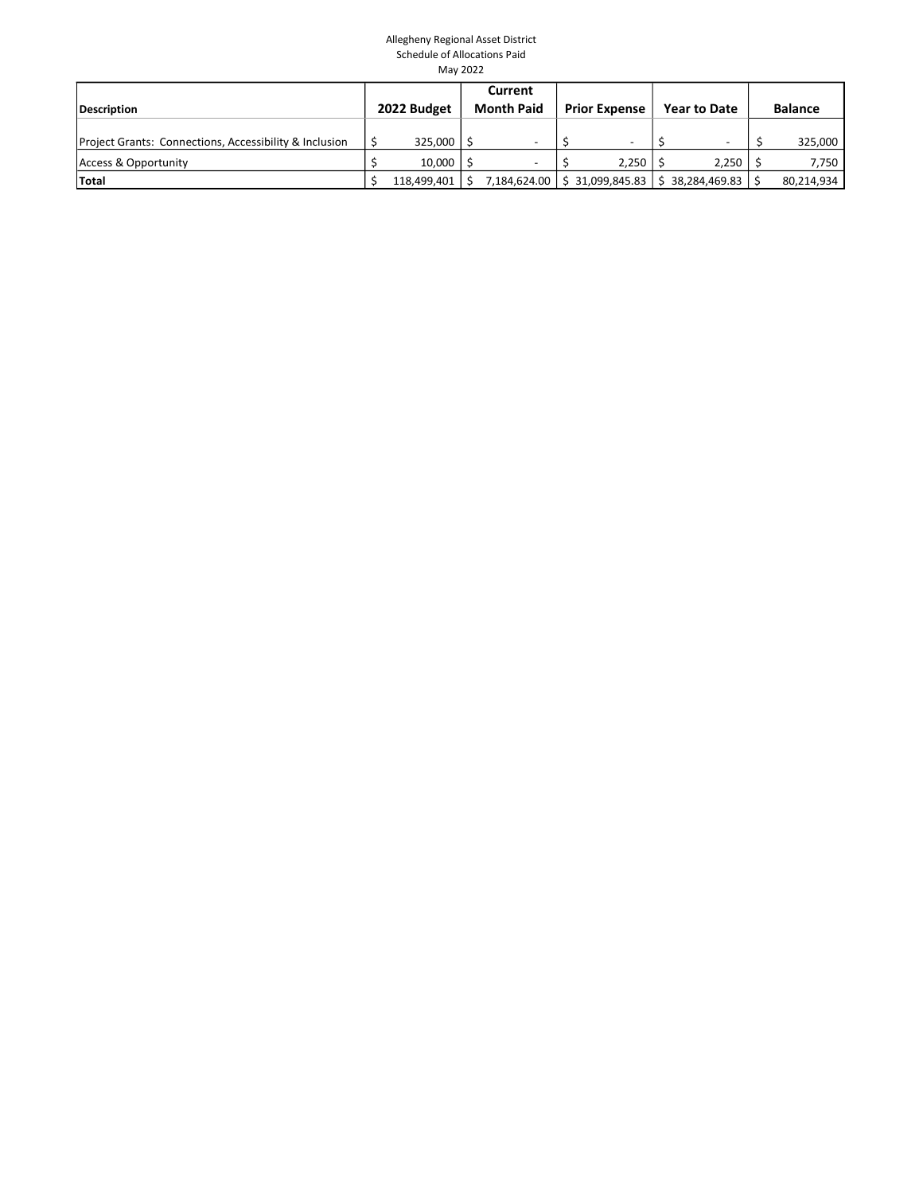Allegheny Regional Asset District
Schedule of Allocations Paid
May 2022

| Description | 2022 Budget | Current Month Paid | Prior Expense | Year to Date | Balance |
|---|---|---|---|---|---|
| Project Grants: Connections, Accessibility & Inclusion | $ 325,000 | $ - | $ - | $ - | $ 325,000 |
| Access & Opportunity | $ 10,000 | $ - | $ 2,250 | $ 2,250 | $ 7,750 |
| **Total** | $ 118,499,401 | $ 7,184,624.00 | $ 31,099,845.83 | $ 38,284,469.83 | $ 80,214,934 |